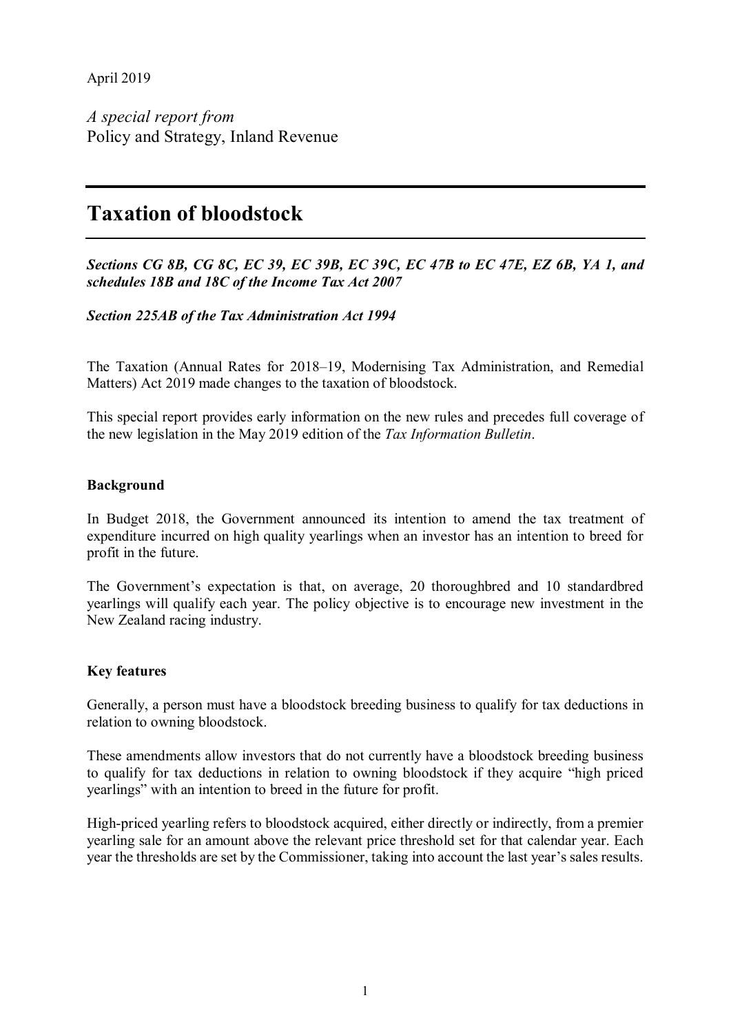April 2019

*A special report from*
Policy and Strategy, Inland Revenue

# Taxation of bloodstock

***Sections CG 8B, CG 8C, EC 39, EC 39B, EC 39C, EC 47B to EC 47E, EZ 6B, YA 1, and schedules 18B and 18C of the Income Tax Act 2007***

***Section 225AB of the Tax Administration Act 1994***

The Taxation (Annual Rates for 2018–19, Modernising Tax Administration, and Remedial Matters) Act 2019 made changes to the taxation of bloodstock.

This special report provides early information on the new rules and precedes full coverage of the new legislation in the May 2019 edition of the *Tax Information Bulletin*.

## Background

In Budget 2018, the Government announced its intention to amend the tax treatment of expenditure incurred on high quality yearlings when an investor has an intention to breed for profit in the future.

The Government's expectation is that, on average, 20 thoroughbred and 10 standardbred yearlings will qualify each year. The policy objective is to encourage new investment in the New Zealand racing industry.

## Key features

Generally, a person must have a bloodstock breeding business to qualify for tax deductions in relation to owning bloodstock.

These amendments allow investors that do not currently have a bloodstock breeding business to qualify for tax deductions in relation to owning bloodstock if they acquire "high priced yearlings" with an intention to breed in the future for profit.

High-priced yearling refers to bloodstock acquired, either directly or indirectly, from a premier yearling sale for an amount above the relevant price threshold set for that calendar year. Each year the thresholds are set by the Commissioner, taking into account the last year's sales results.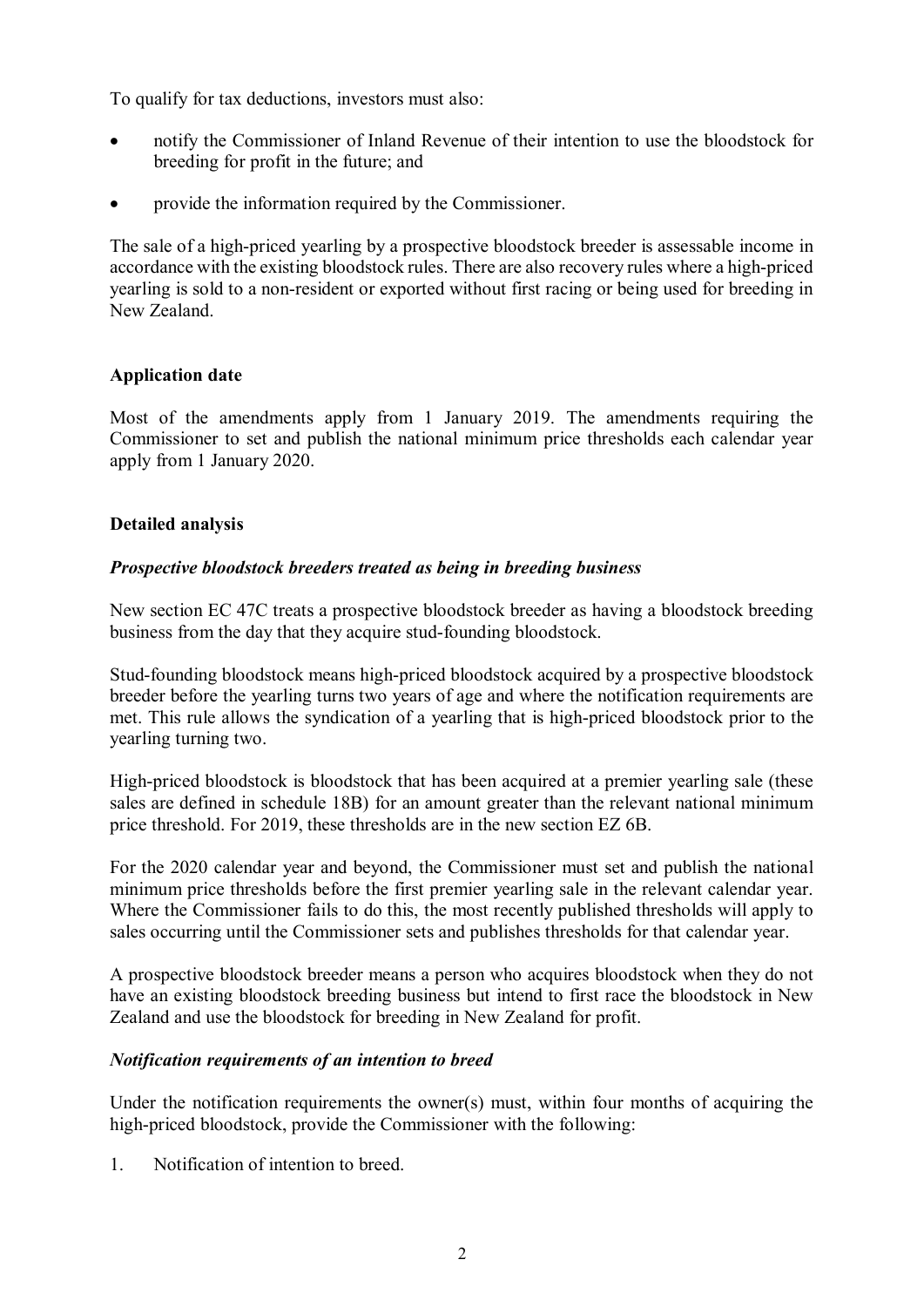To qualify for tax deductions, investors must also:

- notify the Commissioner of Inland Revenue of their intention to use the bloodstock for breeding for profit in the future; and
- provide the information required by the Commissioner.

The sale of a high-priced yearling by a prospective bloodstock breeder is assessable income in accordance with the existing bloodstock rules. There are also recovery rules where a high-priced yearling is sold to a non-resident or exported without first racing or being used for breeding in New Zealand.

**Application date**

Most of the amendments apply from 1 January 2019. The amendments requiring the Commissioner to set and publish the national minimum price thresholds each calendar year apply from 1 January 2020.

**Detailed analysis**

***Prospective bloodstock breeders treated as being in breeding business***

New section EC 47C treats a prospective bloodstock breeder as having a bloodstock breeding business from the day that they acquire stud-founding bloodstock.

Stud-founding bloodstock means high-priced bloodstock acquired by a prospective bloodstock breeder before the yearling turns two years of age and where the notification requirements are met. This rule allows the syndication of a yearling that is high-priced bloodstock prior to the yearling turning two.

High-priced bloodstock is bloodstock that has been acquired at a premier yearling sale (these sales are defined in schedule 18B) for an amount greater than the relevant national minimum price threshold. For 2019, these thresholds are in the new section EZ 6B.

For the 2020 calendar year and beyond, the Commissioner must set and publish the national minimum price thresholds before the first premier yearling sale in the relevant calendar year. Where the Commissioner fails to do this, the most recently published thresholds will apply to sales occurring until the Commissioner sets and publishes thresholds for that calendar year.

A prospective bloodstock breeder means a person who acquires bloodstock when they do not have an existing bloodstock breeding business but intend to first race the bloodstock in New Zealand and use the bloodstock for breeding in New Zealand for profit.

***Notification requirements of an intention to breed***

Under the notification requirements the owner(s) must, within four months of acquiring the high-priced bloodstock, provide the Commissioner with the following:

1. Notification of intention to breed.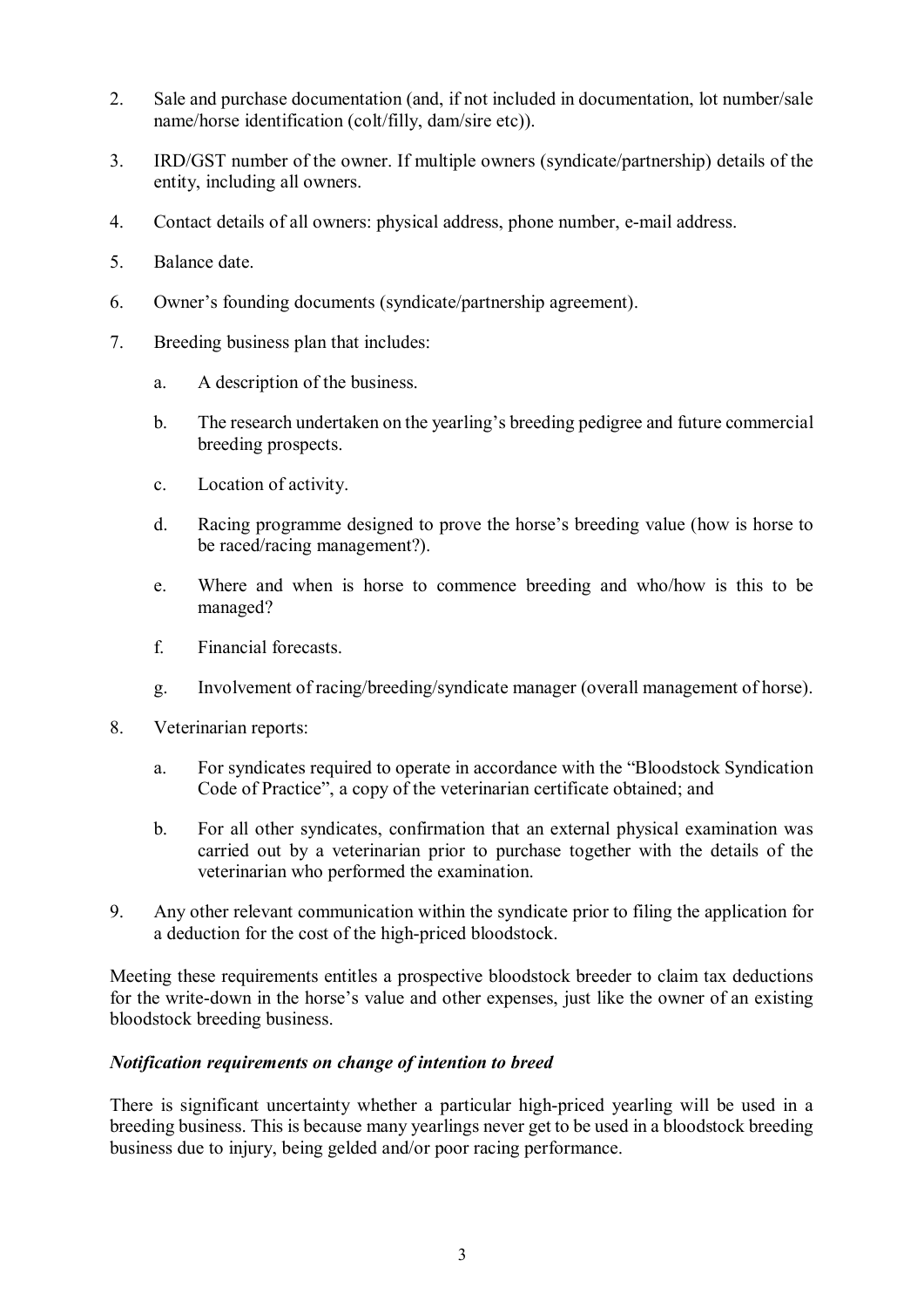2. Sale and purchase documentation (and, if not included in documentation, lot number/sale name/horse identification (colt/filly, dam/sire etc)).

3. IRD/GST number of the owner. If multiple owners (syndicate/partnership) details of the entity, including all owners.

4. Contact details of all owners: physical address, phone number, e-mail address.

5. Balance date.

6. Owner's founding documents (syndicate/partnership agreement).

7. Breeding business plan that includes:

   a. A description of the business.

   b. The research undertaken on the yearling's breeding pedigree and future commercial breeding prospects.

   c. Location of activity.

   d. Racing programme designed to prove the horse's breeding value (how is horse to be raced/racing management?).

   e. Where and when is horse to commence breeding and who/how is this to be managed?

   f. Financial forecasts.

   g. Involvement of racing/breeding/syndicate manager (overall management of horse).

8. Veterinarian reports:

   a. For syndicates required to operate in accordance with the "Bloodstock Syndication Code of Practice", a copy of the veterinarian certificate obtained; and

   b. For all other syndicates, confirmation that an external physical examination was carried out by a veterinarian prior to purchase together with the details of the veterinarian who performed the examination.

9. Any other relevant communication within the syndicate prior to filing the application for a deduction for the cost of the high-priced bloodstock.

Meeting these requirements entitles a prospective bloodstock breeder to claim tax deductions for the write-down in the horse's value and other expenses, just like the owner of an existing bloodstock breeding business.

***Notification requirements on change of intention to breed***

There is significant uncertainty whether a particular high-priced yearling will be used in a breeding business. This is because many yearlings never get to be used in a bloodstock breeding business due to injury, being gelded and/or poor racing performance.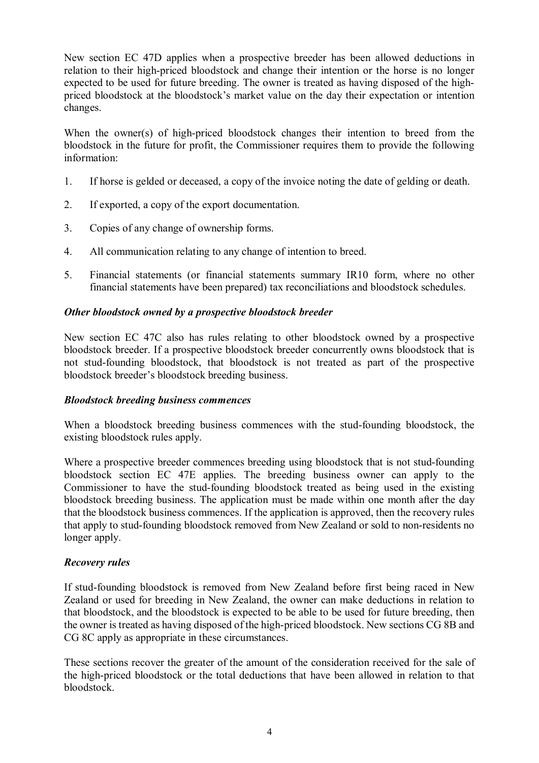New section EC 47D applies when a prospective breeder has been allowed deductions in relation to their high-priced bloodstock and change their intention or the horse is no longer expected to be used for future breeding. The owner is treated as having disposed of the high-priced bloodstock at the bloodstock's market value on the day their expectation or intention changes.

When the owner(s) of high-priced bloodstock changes their intention to breed from the bloodstock in the future for profit, the Commissioner requires them to provide the following information:

1. If horse is gelded or deceased, a copy of the invoice noting the date of gelding or death.
2. If exported, a copy of the export documentation.
3. Copies of any change of ownership forms.
4. All communication relating to any change of intention to breed.
5. Financial statements (or financial statements summary IR10 form, where no other financial statements have been prepared) tax reconciliations and bloodstock schedules.

***Other bloodstock owned by a prospective bloodstock breeder***

New section EC 47C also has rules relating to other bloodstock owned by a prospective bloodstock breeder. If a prospective bloodstock breeder concurrently owns bloodstock that is not stud-founding bloodstock, that bloodstock is not treated as part of the prospective bloodstock breeder's bloodstock breeding business.

***Bloodstock breeding business commences***

When a bloodstock breeding business commences with the stud-founding bloodstock, the existing bloodstock rules apply.

Where a prospective breeder commences breeding using bloodstock that is not stud-founding bloodstock section EC 47E applies. The breeding business owner can apply to the Commissioner to have the stud-founding bloodstock treated as being used in the existing bloodstock breeding business. The application must be made within one month after the day that the bloodstock business commences. If the application is approved, then the recovery rules that apply to stud-founding bloodstock removed from New Zealand or sold to non-residents no longer apply.

***Recovery rules***

If stud-founding bloodstock is removed from New Zealand before first being raced in New Zealand or used for breeding in New Zealand, the owner can make deductions in relation to that bloodstock, and the bloodstock is expected to be able to be used for future breeding, then the owner is treated as having disposed of the high-priced bloodstock. New sections CG 8B and CG 8C apply as appropriate in these circumstances.

These sections recover the greater of the amount of the consideration received for the sale of the high-priced bloodstock or the total deductions that have been allowed in relation to that bloodstock.